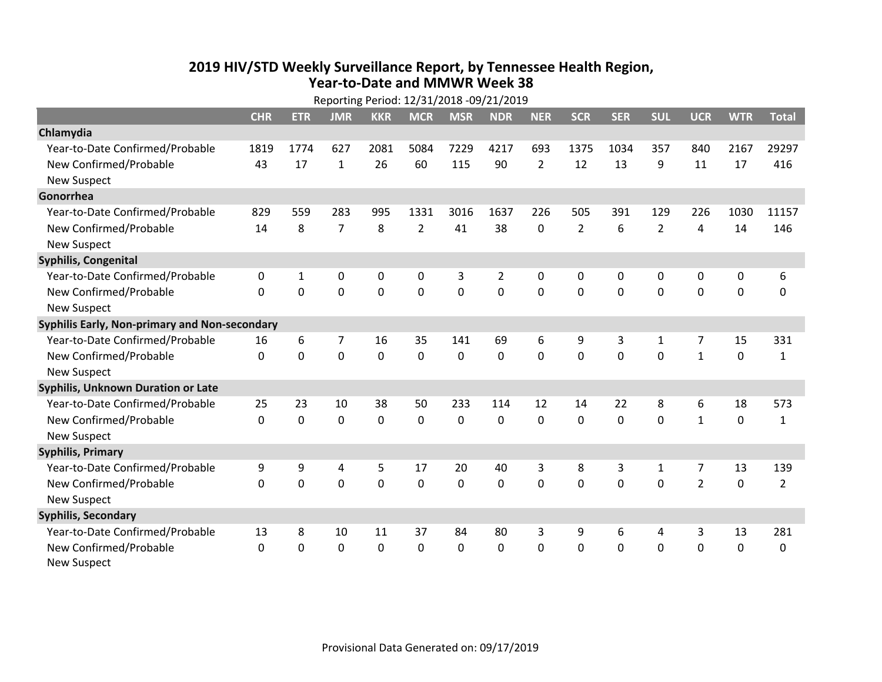# 2019 HIV/STD Weekly Surveillance Report, by Tennessee Health Region, Year-to-Date and MMWR Week 38

Reporting Period: 12/31/2018 -09/21/2019

| | CHR | ETR | JMR | KKR | MCR | MSR | NDR | NER | SCR | SER | SUL | UCR | WTR | Total |
|---|---|---|---|---|---|---|---|---|---|---|---|---|---|---|
| **Chlamydia** | | | | | | | | | | | | | | |
| Year-to-Date Confirmed/Probable | 1819 | 1774 | 627 | 2081 | 5084 | 7229 | 4217 | 693 | 1375 | 1034 | 357 | 840 | 2167 | 29297 |
| New Confirmed/Probable | 43 | 17 | 1 | 26 | 60 | 115 | 90 | 2 | 12 | 13 | 9 | 11 | 17 | 416 |
| New Suspect | | | | | | | | | | | | | | |
| **Gonorrhea** | | | | | | | | | | | | | | |
| Year-to-Date Confirmed/Probable | 829 | 559 | 283 | 995 | 1331 | 3016 | 1637 | 226 | 505 | 391 | 129 | 226 | 1030 | 11157 |
| New Confirmed/Probable | 14 | 8 | 7 | 8 | 2 | 41 | 38 | 0 | 2 | 6 | 2 | 4 | 14 | 146 |
| New Suspect | | | | | | | | | | | | | | |
| **Syphilis, Congenital** | | | | | | | | | | | | | | |
| Year-to-Date Confirmed/Probable | 0 | 1 | 0 | 0 | 0 | 3 | 2 | 0 | 0 | 0 | 0 | 0 | 0 | 6 |
| New Confirmed/Probable | 0 | 0 | 0 | 0 | 0 | 0 | 0 | 0 | 0 | 0 | 0 | 0 | 0 | 0 |
| New Suspect | | | | | | | | | | | | | | |
| **Syphilis Early, Non-primary and Non-secondary** | | | | | | | | | | | | | | |
| Year-to-Date Confirmed/Probable | 16 | 6 | 7 | 16 | 35 | 141 | 69 | 6 | 9 | 3 | 1 | 7 | 15 | 331 |
| New Confirmed/Probable | 0 | 0 | 0 | 0 | 0 | 0 | 0 | 0 | 0 | 0 | 0 | 1 | 0 | 1 |
| New Suspect | | | | | | | | | | | | | | |
| **Syphilis, Unknown Duration or Late** | | | | | | | | | | | | | | |
| Year-to-Date Confirmed/Probable | 25 | 23 | 10 | 38 | 50 | 233 | 114 | 12 | 14 | 22 | 8 | 6 | 18 | 573 |
| New Confirmed/Probable | 0 | 0 | 0 | 0 | 0 | 0 | 0 | 0 | 0 | 0 | 0 | 1 | 0 | 1 |
| New Suspect | | | | | | | | | | | | | | |
| **Syphilis, Primary** | | | | | | | | | | | | | | |
| Year-to-Date Confirmed/Probable | 9 | 9 | 4 | 5 | 17 | 20 | 40 | 3 | 8 | 3 | 1 | 7 | 13 | 139 |
| New Confirmed/Probable | 0 | 0 | 0 | 0 | 0 | 0 | 0 | 0 | 0 | 0 | 0 | 2 | 0 | 2 |
| New Suspect | | | | | | | | | | | | | | |
| **Syphilis, Secondary** | | | | | | | | | | | | | | |
| Year-to-Date Confirmed/Probable | 13 | 8 | 10 | 11 | 37 | 84 | 80 | 3 | 9 | 6 | 4 | 3 | 13 | 281 |
| New Confirmed/Probable | 0 | 0 | 0 | 0 | 0 | 0 | 0 | 0 | 0 | 0 | 0 | 0 | 0 | 0 |
| New Suspect | | | | | | | | | | | | | | |

Provisional Data Generated on: 09/17/2019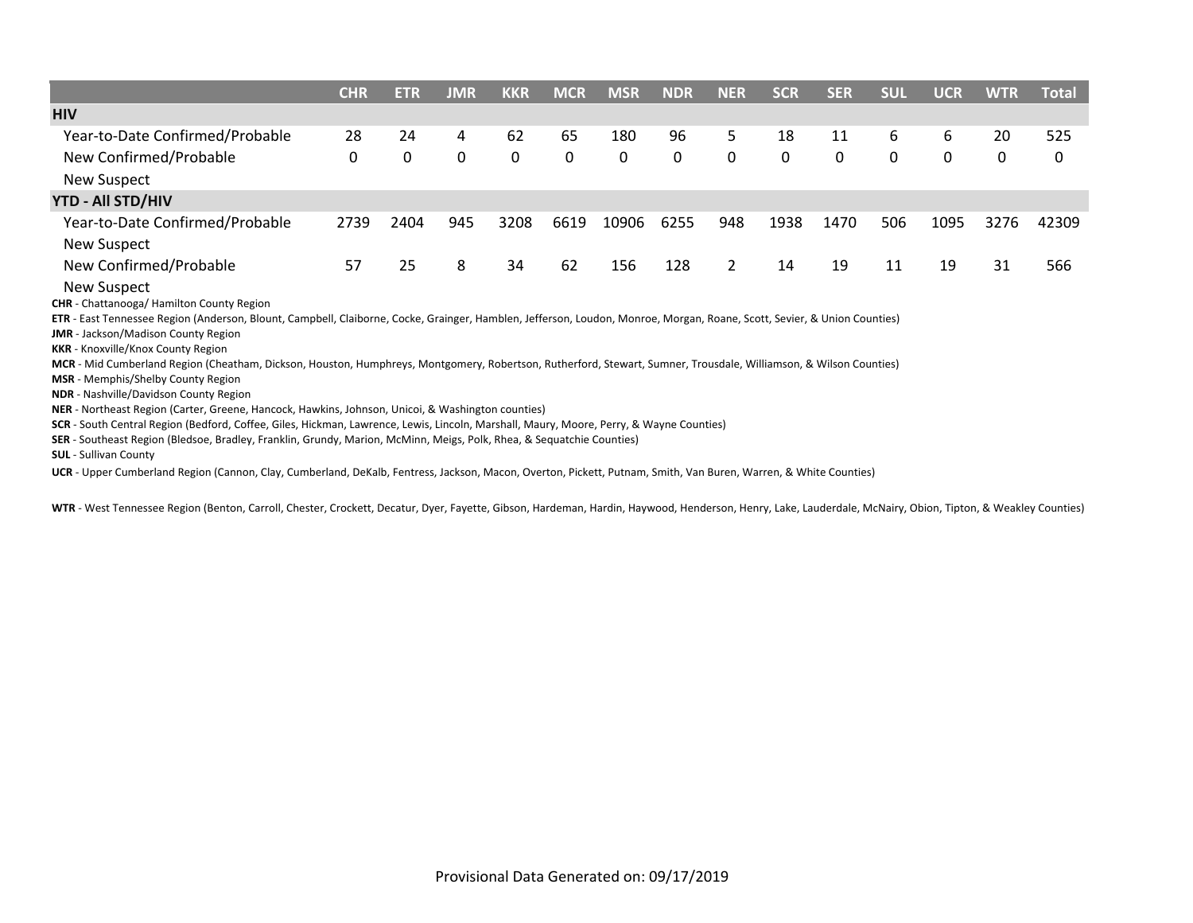| | CHR | ETR | JMR | KKR | MCR | MSR | NDR | NER | SCR | SER | SUL | UCR | WTR | Total |
|---|---|---|---|---|---|---|---|---|---|---|---|---|---|---|
| **HIV** | | | | | | | | | | | | | | |
| Year-to-Date Confirmed/Probable | 28 | 24 | 4 | 62 | 65 | 180 | 96 | 5 | 18 | 11 | 6 | 6 | 20 | 525 |
| New Confirmed/Probable | 0 | 0 | 0 | 0 | 0 | 0 | 0 | 0 | 0 | 0 | 0 | 0 | 0 | 0 |
| New Suspect | | | | | | | | | | | | | | |
| **YTD - All STD/HIV** | | | | | | | | | | | | | | |
| Year-to-Date Confirmed/Probable | 2739 | 2404 | 945 | 3208 | 6619 | 10906 | 6255 | 948 | 1938 | 1470 | 506 | 1095 | 3276 | 42309 |
| New Suspect | | | | | | | | | | | | | | |
| New Confirmed/Probable | 57 | 25 | 8 | 34 | 62 | 156 | 128 | 2 | 14 | 19 | 11 | 19 | 31 | 566 |
| New Suspect | | | | | | | | | | | | | | |

**CHR** - Chattanooga/ Hamilton County Region

**ETR** - East Tennessee Region (Anderson, Blount, Campbell, Claiborne, Cocke, Grainger, Hamblen, Jefferson, Loudon, Monroe, Morgan, Roane, Scott, Sevier, & Union Counties)

**JMR** - Jackson/Madison County Region

**KKR** - Knoxville/Knox County Region

**MCR** - Mid Cumberland Region (Cheatham, Dickson, Houston, Humphreys, Montgomery, Robertson, Rutherford, Stewart, Sumner, Trousdale, Williamson, & Wilson Counties)

**MSR** - Memphis/Shelby County Region

**NDR** - Nashville/Davidson County Region

**NER** - Northeast Region (Carter, Greene, Hancock, Hawkins, Johnson, Unicoi, & Washington counties)

**SCR** - South Central Region (Bedford, Coffee, Giles, Hickman, Lawrence, Lewis, Lincoln, Marshall, Maury, Moore, Perry, & Wayne Counties)

**SER** - Southeast Region (Bledsoe, Bradley, Franklin, Grundy, Marion, McMinn, Meigs, Polk, Rhea, & Sequatchie Counties)

**SUL** - Sullivan County

**UCR** - Upper Cumberland Region (Cannon, Clay, Cumberland, DeKalb, Fentress, Jackson, Macon, Overton, Pickett, Putnam, Smith, Van Buren, Warren, & White Counties)

**WTR** - West Tennessee Region (Benton, Carroll, Chester, Crockett, Decatur, Dyer, Fayette, Gibson, Hardeman, Hardin, Haywood, Henderson, Henry, Lake, Lauderdale, McNairy, Obion, Tipton, & Weakley Counties)

Provisional Data Generated on: 09/17/2019